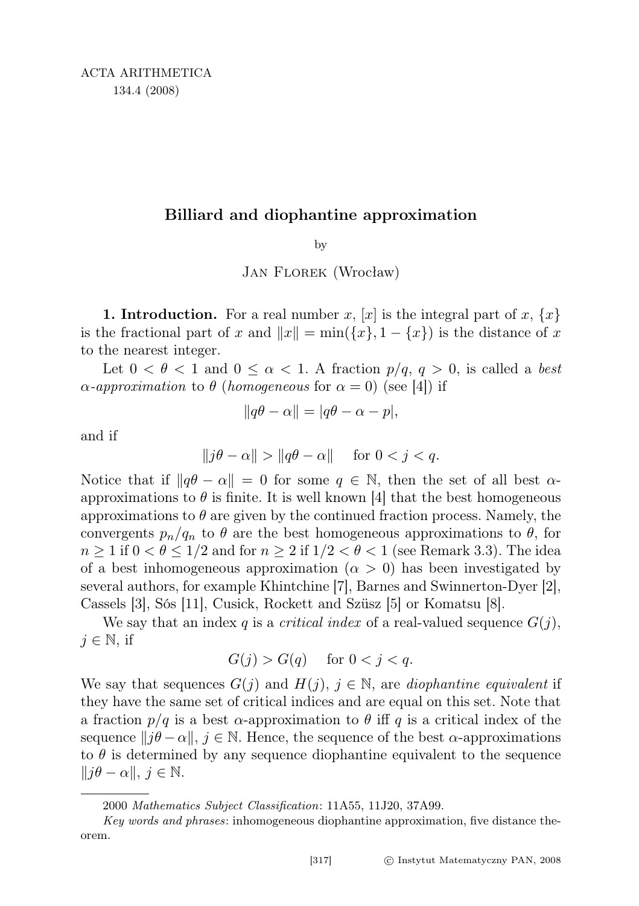# Billiard and diophantine approximation

by

Jan Florek (Wrocław)

**1. Introduction.** For a real number $x$, $[x]$ is the integral part of $x$, $\{x\}$ is the fractional part of $x$ and $\|x\| = \min(\{x\}, 1 - \{x\})$ is the distance of $x$ to the nearest integer.

Let $0 < \theta < 1$ and $0 \leq \alpha < 1$. A fraction $p/q$, $q > 0$, is called a *best* $\alpha$*-approximation* to $\theta$ (*homogeneous* for $\alpha = 0$) (see [4]) if

$$\|q\theta - \alpha\| = |q\theta - \alpha - p|,$$

and if

$$\|j\theta - \alpha\| > \|q\theta - \alpha\| \quad \text{for } 0 < j < q.$$

Notice that if $\|q\theta - \alpha\| = 0$ for some $q \in \mathbb{N}$, then the set of all best $\alpha$-approximations to $\theta$ is finite. It is well known [4] that the best homogeneous approximations to $\theta$ are given by the continued fraction process. Namely, the convergents $p_n/q_n$ to $\theta$ are the best homogeneous approximations to $\theta$, for $n \geq 1$ if $0 < \theta \leq 1/2$ and for $n \geq 2$ if $1/2 < \theta < 1$ (see Remark 3.3). The idea of a best inhomogeneous approximation ($\alpha > 0$) has been investigated by several authors, for example Khintchine [7], Barnes and Swinnerton-Dyer [2], Cassels [3], Sós [11], Cusick, Rockett and Szüsz [5] or Komatsu [8].

We say that an index $q$ is a *critical index* of a real-valued sequence $G(j)$, $j \in \mathbb{N}$, if

$$G(j) > G(q) \quad \text{for } 0 < j < q.$$

We say that sequences $G(j)$ and $H(j)$, $j \in \mathbb{N}$, are *diophantine equivalent* if they have the same set of critical indices and are equal on this set. Note that a fraction $p/q$ is a best $\alpha$-approximation to $\theta$ iff $q$ is a critical index of the sequence $\|j\theta - \alpha\|$, $j \in \mathbb{N}$. Hence, the sequence of the best $\alpha$-approximations to $\theta$ is determined by any sequence diophantine equivalent to the sequence $\|j\theta - \alpha\|$, $j \in \mathbb{N}$.

---

2000 *Mathematics Subject Classification*: 11A55, 11J20, 37A99.

*Key words and phrases*: inhomogeneous diophantine approximation, five distance theorem.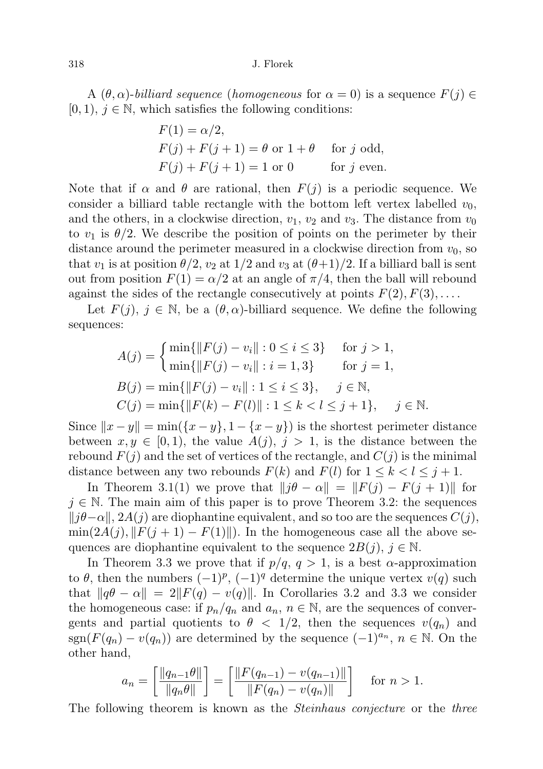A $(\theta, \alpha)$-*billiard sequence* (*homogeneous* for $\alpha = 0$) is a sequence $F(j) \in [0,1)$, $j \in \mathbb{N}$, which satisfies the following conditions:

$$F(1) = \alpha/2,$$
$$F(j) + F(j+1) = \theta \text{ or } 1+\theta \quad \text{ for } j \text{ odd},$$
$$F(j) + F(j+1) = 1 \text{ or } 0 \quad \text{ for } j \text{ even}.$$

Note that if $\alpha$ and $\theta$ are rational, then $F(j)$ is a periodic sequence. We consider a billiard table rectangle with the bottom left vertex labelled $v_0$, and the others, in a clockwise direction, $v_1$, $v_2$ and $v_3$. The distance from $v_0$ to $v_1$ is $\theta/2$. We describe the position of points on the perimeter by their distance around the perimeter measured in a clockwise direction from $v_0$, so that $v_1$ is at position $\theta/2$, $v_2$ at $1/2$ and $v_3$ at $(\theta+1)/2$. If a billiard ball is sent out from position $F(1) = \alpha/2$ at an angle of $\pi/4$, then the ball will rebound against the sides of the rectangle consecutively at points $F(2), F(3), \ldots$.

Let $F(j)$, $j \in \mathbb{N}$, be a $(\theta, \alpha)$-billiard sequence. We define the following sequences:

$$A(j) = \begin{cases} \min\{\|F(j) - v_i\| : 0 \le i \le 3\} & \text{for } j > 1, \\ \min\{\|F(j) - v_i\| : i = 1, 3\} & \text{for } j = 1, \end{cases}$$
$$B(j) = \min\{\|F(j) - v_i\| : 1 \le i \le 3\}, \quad j \in \mathbb{N},$$
$$C(j) = \min\{\|F(k) - F(l)\| : 1 \le k < l \le j+1\}, \quad j \in \mathbb{N}.$$

Since $\|x - y\| = \min(\{x - y\}, 1 - \{x - y\})$ is the shortest perimeter distance between $x, y \in [0,1)$, the value $A(j)$, $j > 1$, is the distance between the rebound $F(j)$ and the set of vertices of the rectangle, and $C(j)$ is the minimal distance between any two rebounds $F(k)$ and $F(l)$ for $1 \le k < l \le j+1$.

In Theorem 3.1(1) we prove that $\|j\theta - \alpha\| = \|F(j) - F(j+1)\|$ for $j \in \mathbb{N}$. The main aim of this paper is to prove Theorem 3.2: the sequences $\|j\theta - \alpha\|$, $2A(j)$ are diophantine equivalent, and so too are the sequences $C(j)$, $\min(2A(j), \|F(j+1) - F(1)\|)$. In the homogeneous case all the above sequences are diophantine equivalent to the sequence $2B(j)$, $j \in \mathbb{N}$.

In Theorem 3.3 we prove that if $p/q$, $q > 1$, is a best $\alpha$-approximation to $\theta$, then the numbers $(-1)^p$, $(-1)^q$ determine the unique vertex $v(q)$ such that $\|q\theta - \alpha\| = 2\|F(q) - v(q)\|$. In Corollaries 3.2 and 3.3 we consider the homogeneous case: if $p_n/q_n$ and $a_n$, $n \in \mathbb{N}$, are the sequences of convergents and partial quotients to $\theta < 1/2$, then the sequences $v(q_n)$ and $\operatorname{sgn}(F(q_n) - v(q_n))$ are determined by the sequence $(-1)^{a_n}$, $n \in \mathbb{N}$. On the other hand,

$$a_n = \left[\frac{\|q_{n-1}\theta\|}{\|q_n\theta\|}\right] = \left[\frac{\|F(q_{n-1}) - v(q_{n-1})\|}{\|F(q_n) - v(q_n)\|}\right] \quad \text{for } n > 1.$$

The following theorem is known as the *Steinhaus conjecture* or the *three*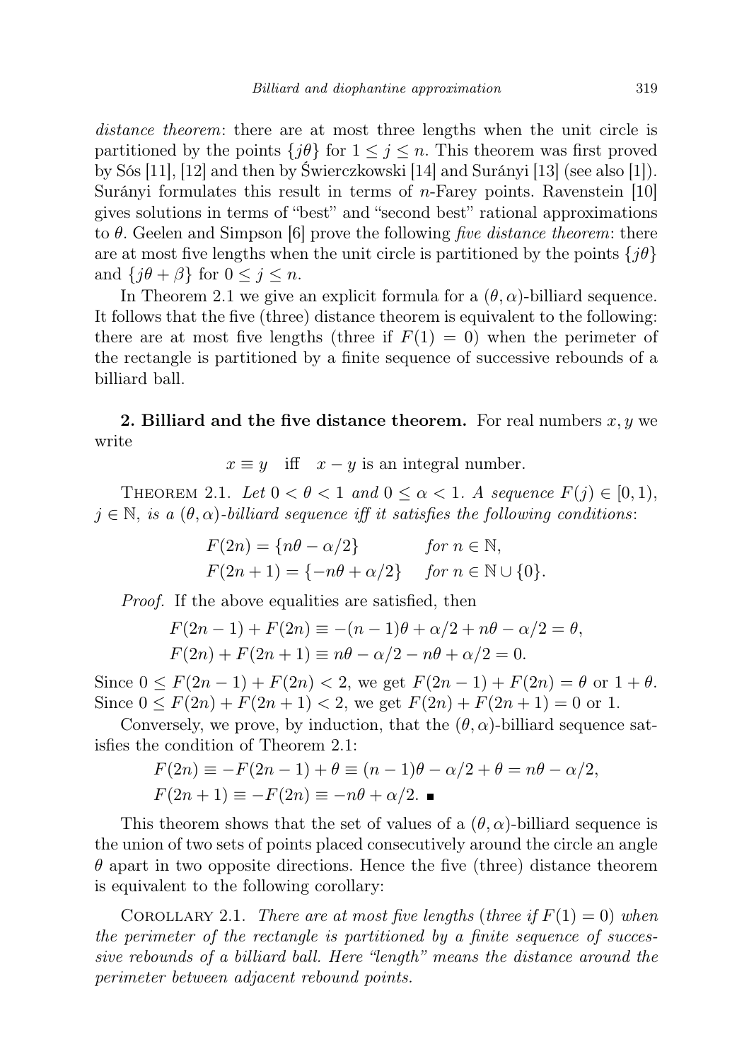*distance theorem*: there are at most three lengths when the unit circle is partitioned by the points $\{j\theta\}$ for $1 \le j \le n$. This theorem was first proved by Sós [11], [12] and then by Świerczkowski [14] and Surányi [13] (see also [1]). Surányi formulates this result in terms of $n$-Farey points. Ravenstein [10] gives solutions in terms of "best" and "second best" rational approximations to $\theta$. Geelen and Simpson [6] prove the following *five distance theorem*: there are at most five lengths when the unit circle is partitioned by the points $\{j\theta\}$ and $\{j\theta + \beta\}$ for $0 \le j \le n$.

In Theorem 2.1 we give an explicit formula for a $(\theta, \alpha)$-billiard sequence. It follows that the five (three) distance theorem is equivalent to the following: there are at most five lengths (three if $F(1) = 0$) when the perimeter of the rectangle is partitioned by a finite sequence of successive rebounds of a billiard ball.

## 2. Billiard and the five distance theorem.

For real numbers $x, y$ we write

$$x \equiv y \quad \text{iff} \quad x - y \text{ is an integral number.}$$

Theorem 2.1. *Let $0 < \theta < 1$ and $0 \le \alpha < 1$. A sequence $F(j) \in [0, 1)$, $j \in \mathbb{N}$, is a $(\theta, \alpha)$-billiard sequence iff it satisfies the following conditions*:

$$F(2n) = \{n\theta - \alpha/2\} \qquad \text{for } n \in \mathbb{N},$$
$$F(2n+1) = \{-n\theta + \alpha/2\} \qquad \text{for } n \in \mathbb{N} \cup \{0\}.$$

*Proof.* If the above equalities are satisfied, then

$$F(2n-1) + F(2n) \equiv -(n-1)\theta + \alpha/2 + n\theta - \alpha/2 = \theta,$$
$$F(2n) + F(2n+1) \equiv n\theta - \alpha/2 - n\theta + \alpha/2 = 0.$$

Since $0 \le F(2n-1) + F(2n) < 2$, we get $F(2n-1) + F(2n) = \theta$ or $1 + \theta$. Since $0 \le F(2n) + F(2n+1) < 2$, we get $F(2n) + F(2n+1) = 0$ or $1$.

Conversely, we prove, by induction, that the $(\theta, \alpha)$-billiard sequence satisfies the condition of Theorem 2.1:

$$F(2n) \equiv -F(2n-1) + \theta \equiv (n-1)\theta - \alpha/2 + \theta = n\theta - \alpha/2,$$
$$F(2n+1) \equiv -F(2n) \equiv -n\theta + \alpha/2. \ \blacksquare$$

This theorem shows that the set of values of a $(\theta, \alpha)$-billiard sequence is the union of two sets of points placed consecutively around the circle an angle $\theta$ apart in two opposite directions. Hence the five (three) distance theorem is equivalent to the following corollary:

Corollary 2.1. *There are at most five lengths* (*three if $F(1) = 0$*) *when the perimeter of the rectangle is partitioned by a finite sequence of successive rebounds of a billiard ball. Here "length" means the distance around the perimeter between adjacent rebound points.*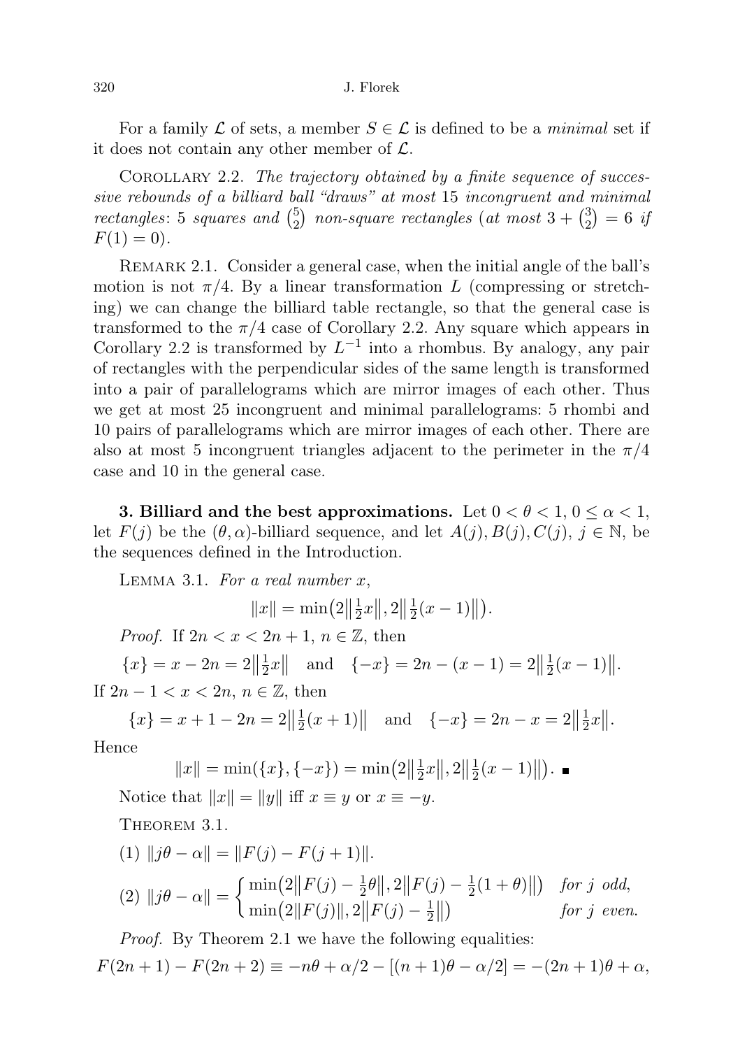For a family $\mathcal{L}$ of sets, a member $S \in \mathcal{L}$ is defined to be a *minimal* set if it does not contain any other member of $\mathcal{L}$.

Corollary 2.2. *The trajectory obtained by a finite sequence of successive rebounds of a billiard ball "draws" at most* 15 *incongruent and minimal rectangles*: 5 *squares and* $\binom{5}{2}$ *non-square rectangles* (*at most* $3 + \binom{3}{2} = 6$ *if* $F(1) = 0$).

Remark 2.1. Consider a general case, when the initial angle of the ball's motion is not $\pi/4$. By a linear transformation $L$ (compressing or stretching) we can change the billiard table rectangle, so that the general case is transformed to the $\pi/4$ case of Corollary 2.2. Any square which appears in Corollary 2.2 is transformed by $L^{-1}$ into a rhombus. By analogy, any pair of rectangles with the perpendicular sides of the same length is transformed into a pair of parallelograms which are mirror images of each other. Thus we get at most 25 incongruent and minimal parallelograms: 5 rhombi and 10 pairs of parallelograms which are mirror images of each other. There are also at most 5 incongruent triangles adjacent to the perimeter in the $\pi/4$ case and 10 in the general case.

**3. Billiard and the best approximations.** Let $0 < \theta < 1$, $0 \le \alpha < 1$, let $F(j)$ be the $(\theta, \alpha)$-billiard sequence, and let $A(j), B(j), C(j)$, $j \in \mathbb{N}$, be the sequences defined in the Introduction.

Lemma 3.1. *For a real number* $x$,

$$\|x\| = \min\big(2\big\|\tfrac{1}{2}x\big\|, 2\big\|\tfrac{1}{2}(x-1)\big\|\big).$$

*Proof.* If $2n < x < 2n+1$, $n \in \mathbb{Z}$, then

$$\{x\} = x - 2n = 2\big\|\tfrac{1}{2}x\big\| \quad \text{and} \quad \{-x\} = 2n - (x-1) = 2\big\|\tfrac{1}{2}(x-1)\big\|.$$

If $2n - 1 < x < 2n$, $n \in \mathbb{Z}$, then

$$\{x\} = x + 1 - 2n = 2\big\|\tfrac{1}{2}(x+1)\big\| \quad \text{and} \quad \{-x\} = 2n - x = 2\big\|\tfrac{1}{2}x\big\|.$$

Hence

$$\|x\| = \min(\{x\}, \{-x\}) = \min\big(2\big\|\tfrac{1}{2}x\big\|, 2\big\|\tfrac{1}{2}(x-1)\big\|\big). \ \blacksquare$$

Notice that $\|x\| = \|y\|$ iff $x \equiv y$ or $x \equiv -y$.

Theorem 3.1.

(1) $\|j\theta - \alpha\| = \|F(j) - F(j+1)\|$.

(2) $\|j\theta - \alpha\| = \begin{cases} \min\big(2\big\|F(j) - \tfrac{1}{2}\theta\big\|, 2\big\|F(j) - \tfrac{1}{2}(1+\theta)\big\|\big) & \textit{for } j \textit{ odd}, \\ \min\big(2\|F(j)\|, 2\big\|F(j) - \tfrac{1}{2}\big\|\big) & \textit{for } j \textit{ even}. \end{cases}$

*Proof.* By Theorem 2.1 we have the following equalities:

$$F(2n+1) - F(2n+2) \equiv -n\theta + \alpha/2 - [(n+1)\theta - \alpha/2] = -(2n+1)\theta + \alpha,$$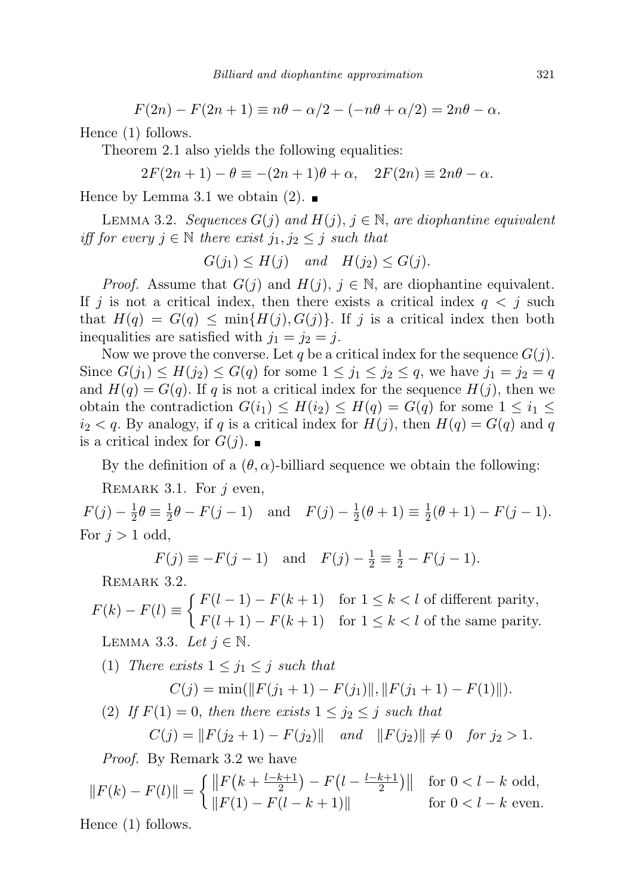$$F(2n) - F(2n+1) \equiv n\theta - \alpha/2 - (-n\theta + \alpha/2) = 2n\theta - \alpha.$$

Hence (1) follows.

Theorem 2.1 also yields the following equalities:

$$2F(2n+1) - \theta \equiv -(2n+1)\theta + \alpha, \quad 2F(2n) \equiv 2n\theta - \alpha.$$

Hence by Lemma 3.1 we obtain (2). ∎

LEMMA 3.2. *Sequences $G(j)$ and $H(j)$, $j \in \mathbb{N}$, are diophantine equivalent iff for every $j \in \mathbb{N}$ there exist $j_1, j_2 \le j$ such that*

$$G(j_1) \le H(j) \quad \text{and} \quad H(j_2) \le G(j).$$

*Proof.* Assume that $G(j)$ and $H(j)$, $j \in \mathbb{N}$, are diophantine equivalent. If $j$ is not a critical index, then there exists a critical index $q < j$ such that $H(q) = G(q) \le \min\{H(j), G(j)\}$. If $j$ is a critical index then both inequalities are satisfied with $j_1 = j_2 = j$.

Now we prove the converse. Let $q$ be a critical index for the sequence $G(j)$. Since $G(j_1) \le H(j_2) \le G(q)$ for some $1 \le j_1 \le j_2 \le q$, we have $j_1 = j_2 = q$ and $H(q) = G(q)$. If $q$ is not a critical index for the sequence $H(j)$, then we obtain the contradiction $G(i_1) \le H(i_2) \le H(q) = G(q)$ for some $1 \le i_1 \le i_2 < q$. By analogy, if $q$ is a critical index for $H(j)$, then $H(q) = G(q)$ and $q$ is a critical index for $G(j)$. ∎

By the definition of a $(\theta, \alpha)$-billiard sequence we obtain the following:

REMARK 3.1. For $j$ even,

$$F(j) - \tfrac{1}{2}\theta \equiv \tfrac{1}{2}\theta - F(j-1) \quad \text{and} \quad F(j) - \tfrac{1}{2}(\theta+1) \equiv \tfrac{1}{2}(\theta+1) - F(j-1).$$

For $j > 1$ odd,

$$F(j) \equiv -F(j-1) \quad \text{and} \quad F(j) - \tfrac{1}{2} \equiv \tfrac{1}{2} - F(j-1).$$

REMARK 3.2.

$$F(k) - F(l) \equiv \begin{cases} F(l-1) - F(k+1) & \text{for } 1 \le k < l \text{ of different parity,} \\ F(l+1) - F(k+1) & \text{for } 1 \le k < l \text{ of the same parity.} \end{cases}$$

LEMMA 3.3. *Let $j \in \mathbb{N}$.*

(1) *There exists $1 \le j_1 \le j$ such that*

$$C(j) = \min(\|F(j_1+1) - F(j_1)\|, \|F(j_1+1) - F(1)\|).$$

(2) *If $F(1) = 0$, then there exists $1 \le j_2 \le j$ such that*

$$C(j) = \|F(j_2+1) - F(j_2)\| \quad \text{and} \quad \|F(j_2)\| \neq 0 \quad \text{for } j_2 > 1.$$

*Proof.* By Remark 3.2 we have

$$\|F(k) - F(l)\| = \begin{cases} \left\|F\left(k + \frac{l-k+1}{2}\right) - F\left(l - \frac{l-k+1}{2}\right)\right\| & \text{for } 0 < l-k \text{ odd,} \\ \|F(1) - F(l-k+1)\| & \text{for } 0 < l-k \text{ even.} \end{cases}$$

Hence (1) follows.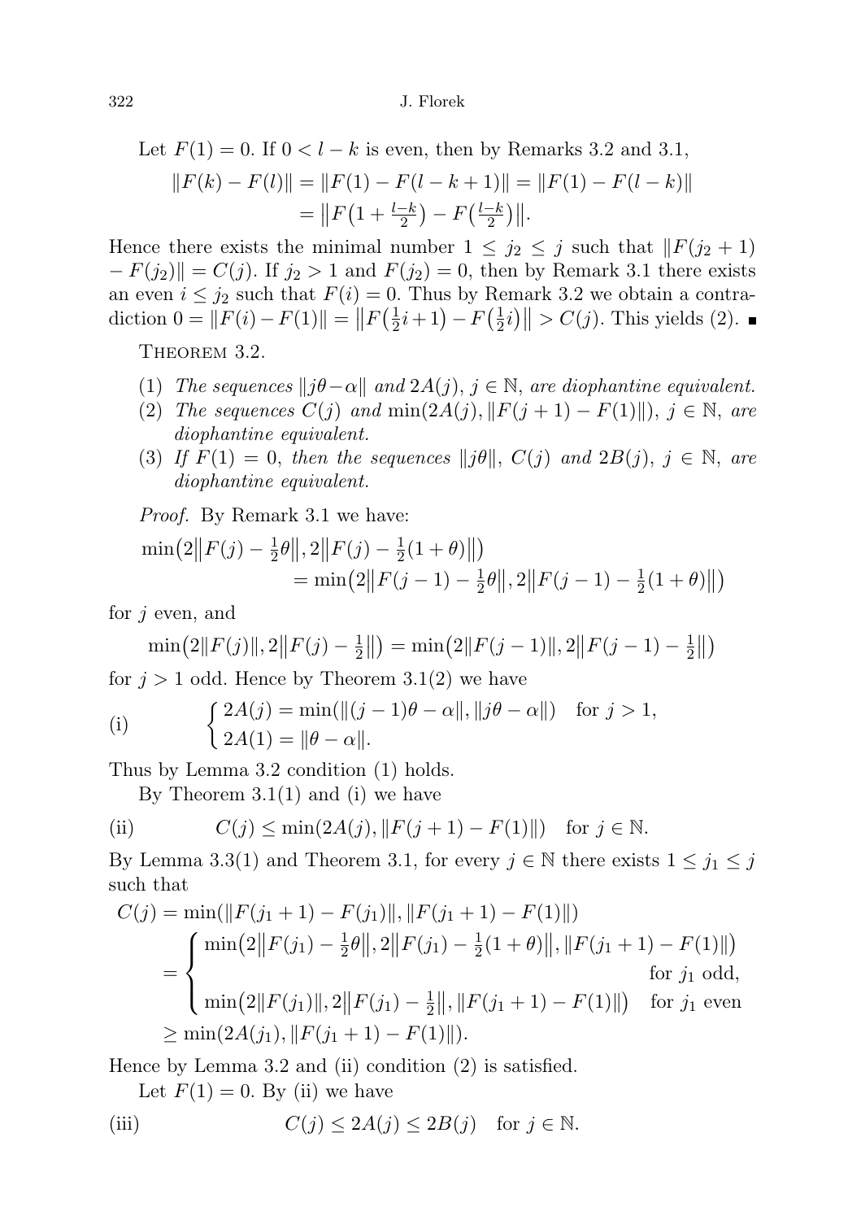Let $F(1) = 0$. If $0 < l - k$ is even, then by Remarks 3.2 and 3.1,

$$\|F(k) - F(l)\| = \|F(1) - F(l-k+1)\| = \|F(1) - F(l-k)\| = \left\|F\left(1 + \tfrac{l-k}{2}\right) - F\left(\tfrac{l-k}{2}\right)\right\|.$$

Hence there exists the minimal number $1 \leq j_2 \leq j$ such that $\|F(j_2+1) - F(j_2)\| = C(j)$. If $j_2 > 1$ and $F(j_2) = 0$, then by Remark 3.1 there exists an even $i \leq j_2$ such that $F(i) = 0$. Thus by Remark 3.2 we obtain a contradiction $0 = \|F(i) - F(1)\| = \left\|F\left(\frac{1}{2}i + 1\right) - F\left(\frac{1}{2}i\right)\right\| > C(j)$. This yields (2). ∎

Theorem 3.2.

1. *The sequences $\|j\theta - \alpha\|$ and $2A(j)$, $j \in \mathbb{N}$, are diophantine equivalent.*
2. *The sequences $C(j)$ and $\min(2A(j), \|F(j+1) - F(1)\|)$, $j \in \mathbb{N}$, are diophantine equivalent.*
3. *If $F(1) = 0$, then the sequences $\|j\theta\|$, $C(j)$ and $2B(j)$, $j \in \mathbb{N}$, are diophantine equivalent.*

*Proof.* By Remark 3.1 we have:

$$\min\left(2\left\|F(j) - \tfrac{1}{2}\theta\right\|, 2\left\|F(j) - \tfrac{1}{2}(1+\theta)\right\|\right) = \min\left(2\left\|F(j-1) - \tfrac{1}{2}\theta\right\|, 2\left\|F(j-1) - \tfrac{1}{2}(1+\theta)\right\|\right)$$

for $j$ even, and

$$\min\left(2\|F(j)\|, 2\left\|F(j) - \tfrac{1}{2}\right\|\right) = \min\left(2\|F(j-1)\|, 2\left\|F(j-1) - \tfrac{1}{2}\right\|\right)$$

for $j > 1$ odd. Hence by Theorem 3.1(2) we have

$$\text{(i)} \qquad \begin{cases} 2A(j) = \min(\|(j-1)\theta - \alpha\|, \|j\theta - \alpha\|) & \text{for } j > 1, \\ 2A(1) = \|\theta - \alpha\|. \end{cases}$$

Thus by Lemma 3.2 condition (1) holds.

By Theorem 3.1(1) and (i) we have

$$\text{(ii)} \qquad C(j) \leq \min(2A(j), \|F(j+1) - F(1)\|) \quad \text{for } j \in \mathbb{N}.$$

By Lemma 3.3(1) and Theorem 3.1, for every $j \in \mathbb{N}$ there exists $1 \leq j_1 \leq j$ such that

$$\begin{aligned} C(j) &= \min(\|F(j_1+1) - F(j_1)\|, \|F(j_1+1) - F(1)\|) \\ &= \begin{cases} \min\left(2\left\|F(j_1) - \tfrac{1}{2}\theta\right\|, 2\left\|F(j_1) - \tfrac{1}{2}(1+\theta)\right\|, \|F(j_1+1) - F(1)\|\right) & \text{for } j_1 \text{ odd}, \\ \min\left(2\|F(j_1)\|, 2\left\|F(j_1) - \tfrac{1}{2}\right\|, \|F(j_1+1) - F(1)\|\right) & \text{for } j_1 \text{ even} \end{cases} \\ &\geq \min(2A(j_1), \|F(j_1+1) - F(1)\|). \end{aligned}$$

Hence by Lemma 3.2 and (ii) condition (2) is satisfied.

Let $F(1) = 0$. By (ii) we have

$$\text{(iii)} \qquad C(j) \leq 2A(j) \leq 2B(j) \quad \text{for } j \in \mathbb{N}.$$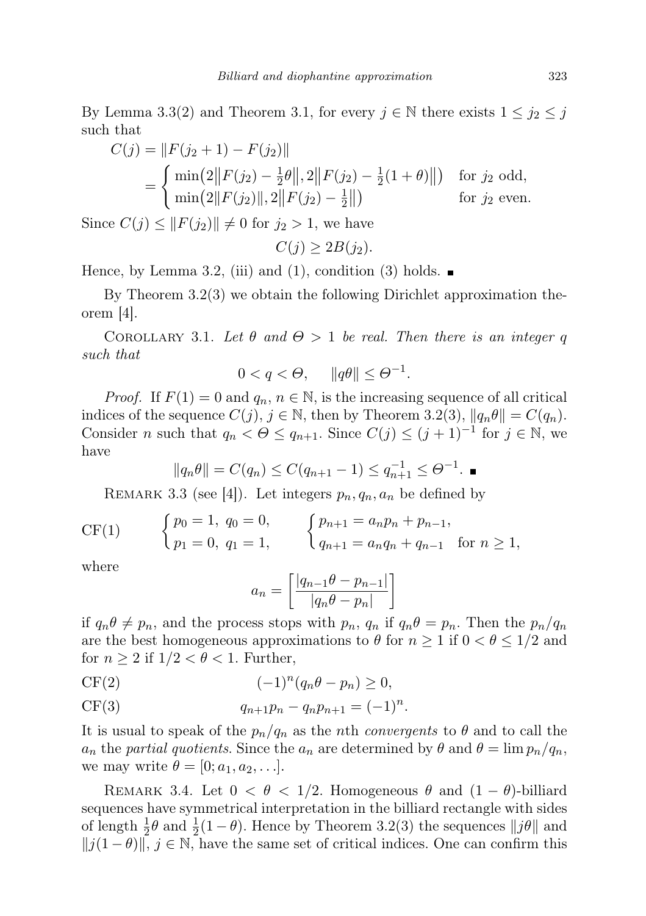By Lemma 3.3(2) and Theorem 3.1, for every $j \in \mathbb{N}$ there exists $1 \le j_2 \le j$ such that

$$C(j) = \|F(j_2+1) - F(j_2)\|$$
$$= \begin{cases} \min\bigl(2\bigl\|F(j_2) - \frac{1}{2}\theta\bigr\|, 2\bigl\|F(j_2) - \frac{1}{2}(1+\theta)\bigr\|\bigr) & \text{for } j_2 \text{ odd,} \\ \min\bigl(2\|F(j_2)\|, 2\bigl\|F(j_2) - \frac{1}{2}\bigr\|\bigr) & \text{for } j_2 \text{ even.} \end{cases}$$

Since $C(j) \le \|F(j_2)\| \ne 0$ for $j_2 > 1$, we have

$$C(j) \ge 2B(j_2).$$

Hence, by Lemma 3.2, (iii) and (1), condition (3) holds. ■

By Theorem 3.2(3) we obtain the following Dirichlet approximation theorem [4].

Corollary 3.1. *Let $\theta$ and $\Theta > 1$ be real. Then there is an integer $q$ such that*

$$0 < q < \Theta, \qquad \|q\theta\| \le \Theta^{-1}.$$

*Proof.* If $F(1) = 0$ and $q_n$, $n \in \mathbb{N}$, is the increasing sequence of all critical indices of the sequence $C(j)$, $j \in \mathbb{N}$, then by Theorem 3.2(3), $\|q_n\theta\| = C(q_n)$. Consider $n$ such that $q_n < \Theta \le q_{n+1}$. Since $C(j) \le (j+1)^{-1}$ for $j \in \mathbb{N}$, we have

$$\|q_n\theta\| = C(q_n) \le C(q_{n+1}-1) \le q_{n+1}^{-1} \le \Theta^{-1}. ■$$

Remark 3.3 (see [4]). Let integers $p_n, q_n, a_n$ be defined by

$$\text{CF}(1) \qquad \begin{cases} p_0 = 1,\ q_0 = 0, \\ p_1 = 0,\ q_1 = 1, \end{cases} \qquad \begin{cases} p_{n+1} = a_n p_n + p_{n-1}, \\ q_{n+1} = a_n q_n + q_{n-1} \quad \text{for } n \ge 1, \end{cases}$$

where

$$a_n = \left[\frac{|q_{n-1}\theta - p_{n-1}|}{|q_n\theta - p_n|}\right]$$

if $q_n\theta \ne p_n$, and the process stops with $p_n$, $q_n$ if $q_n\theta = p_n$. Then the $p_n/q_n$ are the best homogeneous approximations to $\theta$ for $n \ge 1$ if $0 < \theta \le 1/2$ and for $n \ge 2$ if $1/2 < \theta < 1$. Further,

$$\text{CF}(2) \qquad (-1)^n(q_n\theta - p_n) \ge 0,$$

$$\text{CF}(3) \qquad q_{n+1}p_n - q_n p_{n+1} = (-1)^n.$$

It is usual to speak of the $p_n/q_n$ as the $n$th *convergents* to $\theta$ and to call the $a_n$ the *partial quotients*. Since the $a_n$ are determined by $\theta$ and $\theta = \lim p_n/q_n$, we may write $\theta = [0; a_1, a_2, \ldots]$.

Remark 3.4. Let $0 < \theta < 1/2$. Homogeneous $\theta$ and $(1-\theta)$-billiard sequences have symmetrical interpretation in the billiard rectangle with sides of length $\frac{1}{2}\theta$ and $\frac{1}{2}(1-\theta)$. Hence by Theorem 3.2(3) the sequences $\|j\theta\|$ and $\|j(1-\theta)\|$, $j \in \mathbb{N}$, have the same set of critical indices. One can confirm this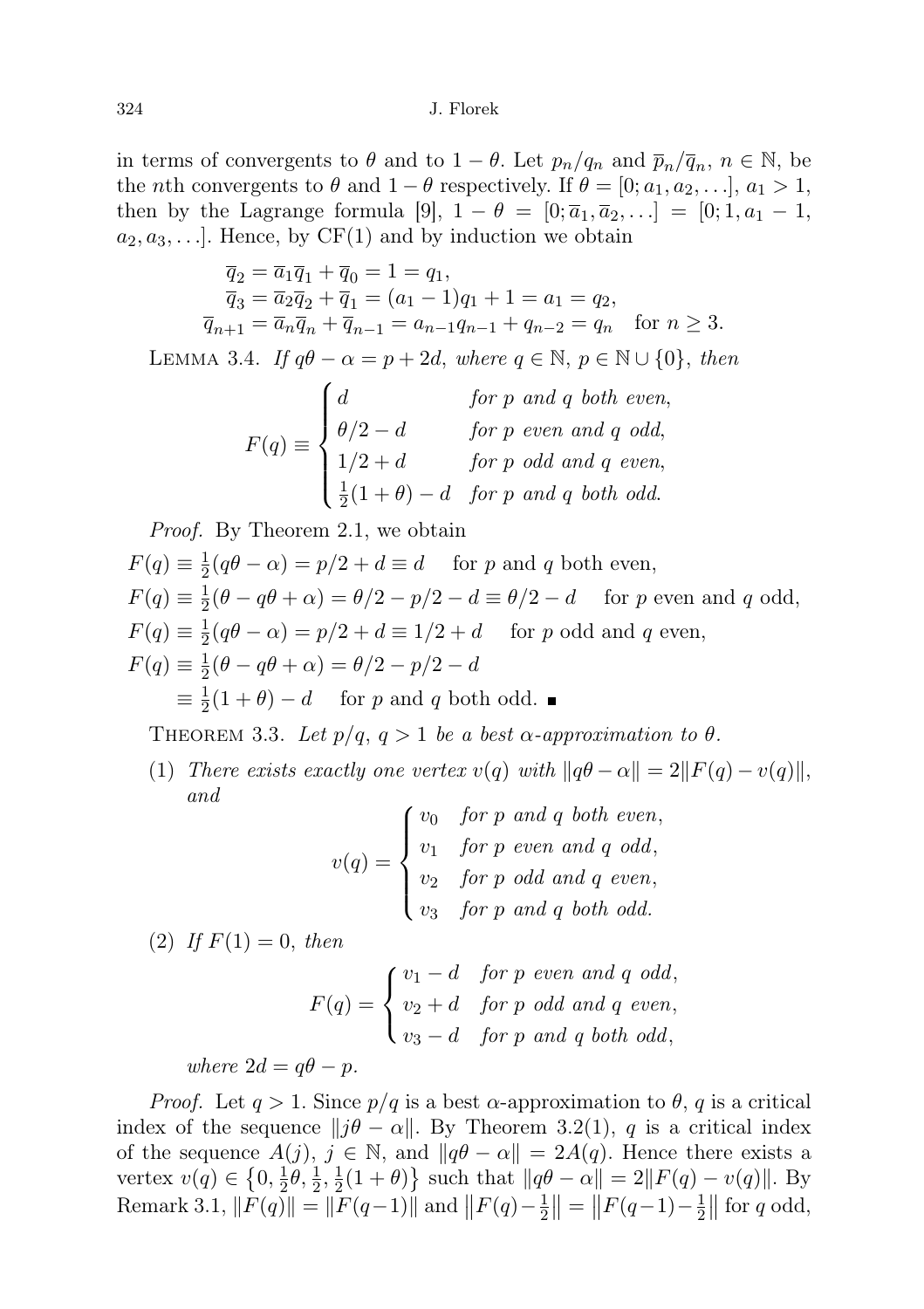in terms of convergents to $\theta$ and to $1-\theta$. Let $p_n/q_n$ and $\overline{p}_n/\overline{q}_n$, $n \in \mathbb{N}$, be the $n$th convergents to $\theta$ and $1-\theta$ respectively. If $\theta = [0; a_1, a_2, \ldots]$, $a_1 > 1$, then by the Lagrange formula [9], $1-\theta = [0; \overline{a}_1, \overline{a}_2, \ldots] = [0; 1, a_1 - 1, a_2, a_3, \ldots]$. Hence, by CF(1) and by induction we obtain

$$\begin{aligned}
\overline{q}_2 &= \overline{a}_1 \overline{q}_1 + \overline{q}_0 = 1 = q_1, \\
\overline{q}_3 &= \overline{a}_2 \overline{q}_2 + \overline{q}_1 = (a_1 - 1) q_1 + 1 = a_1 = q_2, \\
\overline{q}_{n+1} &= \overline{a}_n \overline{q}_n + \overline{q}_{n-1} = a_{n-1} q_{n-1} + q_{n-2} = q_n \quad \text{for } n \geq 3.
\end{aligned}$$

Lemma 3.4. *If $q\theta - \alpha = p + 2d$, where $q \in \mathbb{N}$, $p \in \mathbb{N} \cup \{0\}$, then*

$$F(q) \equiv \begin{cases} d & \text{for } p \text{ and } q \text{ both even}, \\ \theta/2 - d & \text{for } p \text{ even and } q \text{ odd}, \\ 1/2 + d & \text{for } p \text{ odd and } q \text{ even}, \\ \frac{1}{2}(1+\theta) - d & \text{for } p \text{ and } q \text{ both odd}. \end{cases}$$

*Proof.* By Theorem 2.1, we obtain

$$\begin{aligned}
F(q) &\equiv \tfrac{1}{2}(q\theta - \alpha) = p/2 + d \equiv d \quad \text{for } p \text{ and } q \text{ both even}, \\
F(q) &\equiv \tfrac{1}{2}(\theta - q\theta + \alpha) = \theta/2 - p/2 - d \equiv \theta/2 - d \quad \text{for } p \text{ even and } q \text{ odd}, \\
F(q) &\equiv \tfrac{1}{2}(q\theta - \alpha) = p/2 + d \equiv 1/2 + d \quad \text{for } p \text{ odd and } q \text{ even}, \\
F(q) &\equiv \tfrac{1}{2}(\theta - q\theta + \alpha) = \theta/2 - p/2 - d \\
&\equiv \tfrac{1}{2}(1+\theta) - d \quad \text{for } p \text{ and } q \text{ both odd}. \ \blacksquare
\end{aligned}$$

Theorem 3.3. *Let $p/q$, $q > 1$ be a best $\alpha$-approximation to $\theta$.*

(1) *There exists exactly one vertex $v(q)$ with $\|q\theta - \alpha\| = 2\|F(q) - v(q)\|$, and*

$$v(q) = \begin{cases} v_0 & \text{for } p \text{ and } q \text{ both even}, \\ v_1 & \text{for } p \text{ even and } q \text{ odd}, \\ v_2 & \text{for } p \text{ odd and } q \text{ even}, \\ v_3 & \text{for } p \text{ and } q \text{ both odd}. \end{cases}$$

(2) *If $F(1) = 0$, then*

$$F(q) = \begin{cases} v_1 - d & \text{for } p \text{ even and } q \text{ odd}, \\ v_2 + d & \text{for } p \text{ odd and } q \text{ even}, \\ v_3 - d & \text{for } p \text{ and } q \text{ both odd}, \end{cases}$$

*where $2d = q\theta - p$.*

*Proof.* Let $q > 1$. Since $p/q$ is a best $\alpha$-approximation to $\theta$, $q$ is a critical index of the sequence $\|j\theta - \alpha\|$. By Theorem 3.2(1), $q$ is a critical index of the sequence $A(j)$, $j \in \mathbb{N}$, and $\|q\theta - \alpha\| = 2A(q)$. Hence there exists a vertex $v(q) \in \{0, \frac{1}{2}\theta, \frac{1}{2}, \frac{1}{2}(1+\theta)\}$ such that $\|q\theta - \alpha\| = 2\|F(q) - v(q)\|$. By Remark 3.1, $\|F(q)\| = \|F(q-1)\|$ and $\|F(q) - \frac{1}{2}\| = \|F(q-1) - \frac{1}{2}\|$ for $q$ odd,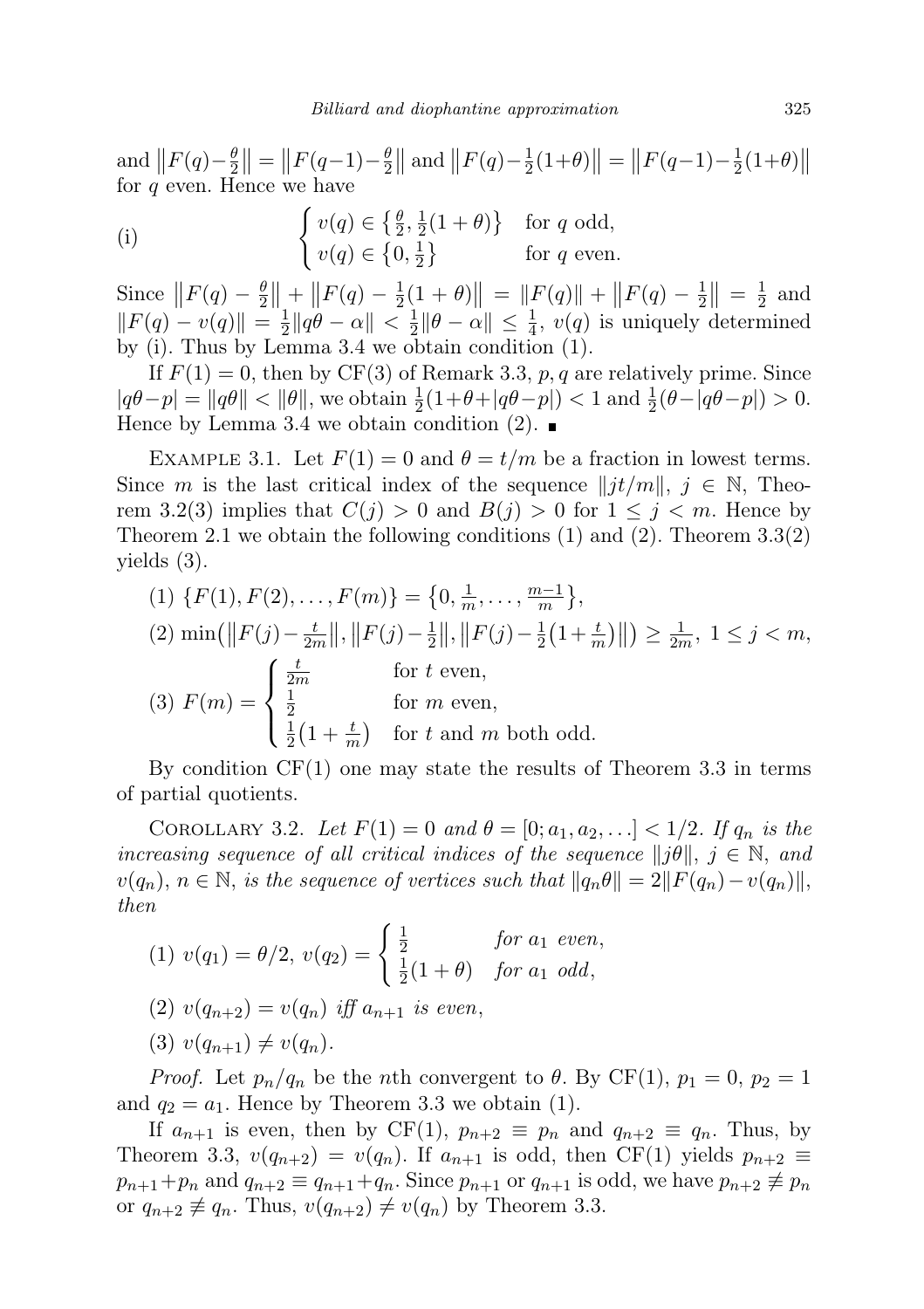and $\|F(q)-\frac{\theta}{2}\| = \|F(q-1)-\frac{\theta}{2}\|$ and $\|F(q)-\frac{1}{2}(1+\theta)\| = \|F(q-1)-\frac{1}{2}(1+\theta)\|$ for $q$ even. Hence we have

$$\text{(i)} \qquad \begin{cases} v(q) \in \{\frac{\theta}{2}, \frac{1}{2}(1+\theta)\} & \text{for } q \text{ odd,} \\ v(q) \in \{0, \frac{1}{2}\} & \text{for } q \text{ even.} \end{cases}$$

Since $\|F(q) - \frac{\theta}{2}\| + \|F(q) - \frac{1}{2}(1+\theta)\| = \|F(q)\| + \|F(q) - \frac{1}{2}\| = \frac{1}{2}$ and $\|F(q) - v(q)\| = \frac{1}{2}\|q\theta - \alpha\| < \frac{1}{2}\|\theta - \alpha\| \le \frac{1}{4}$, $v(q)$ is uniquely determined by (i). Thus by Lemma 3.4 we obtain condition (1).

If $F(1) = 0$, then by CF(3) of Remark 3.3, $p, q$ are relatively prime. Since $|q\theta - p| = \|q\theta\| < \|\theta\|$, we obtain $\frac{1}{2}(1+\theta+|q\theta-p|) < 1$ and $\frac{1}{2}(\theta-|q\theta-p|) > 0$. Hence by Lemma 3.4 we obtain condition (2). ∎

Example 3.1. Let $F(1) = 0$ and $\theta = t/m$ be a fraction in lowest terms. Since $m$ is the last critical index of the sequence $\|jt/m\|$, $j \in \mathbb{N}$, Theorem 3.2(3) implies that $C(j) > 0$ and $B(j) > 0$ for $1 \le j < m$. Hence by Theorem 2.1 we obtain the following conditions (1) and (2). Theorem 3.3(2) yields (3).

(1) $\{F(1), F(2), \ldots, F(m)\} = \{0, \frac{1}{m}, \ldots, \frac{m-1}{m}\}$,

(2) $\min(\|F(j) - \frac{t}{2m}\|, \|F(j) - \frac{1}{2}\|, \|F(j) - \frac{1}{2}(1+\frac{t}{m})\|) \ge \frac{1}{2m}$, $1 \le j < m$,

(3) $F(m) = \begin{cases} \frac{t}{2m} & \text{for } t \text{ even,} \\ \frac{1}{2} & \text{for } m \text{ even,} \\ \frac{1}{2}(1+\frac{t}{m}) & \text{for } t \text{ and } m \text{ both odd.} \end{cases}$

By condition CF(1) one may state the results of Theorem 3.3 in terms of partial quotients.

Corollary 3.2. *Let $F(1) = 0$ and $\theta = [0; a_1, a_2, \ldots] < 1/2$. If $q_n$ is the increasing sequence of all critical indices of the sequence $\|j\theta\|$, $j \in \mathbb{N}$, and $v(q_n)$, $n \in \mathbb{N}$, is the sequence of vertices such that $\|q_n\theta\| = 2\|F(q_n) - v(q_n)\|$, then*

(1) $v(q_1) = \theta/2$, $v(q_2) = \begin{cases} \frac{1}{2} & \textit{for } a_1 \textit{ even,} \\ \frac{1}{2}(1+\theta) & \textit{for } a_1 \textit{ odd,} \end{cases}$

(2) $v(q_{n+2}) = v(q_n)$ *iff* $a_{n+1}$ *is even,*

(3) $v(q_{n+1}) \neq v(q_n)$.

*Proof.* Let $p_n/q_n$ be the $n$th convergent to $\theta$. By CF(1), $p_1 = 0$, $p_2 = 1$ and $q_2 = a_1$. Hence by Theorem 3.3 we obtain (1).

If $a_{n+1}$ is even, then by CF(1), $p_{n+2} \equiv p_n$ and $q_{n+2} \equiv q_n$. Thus, by Theorem 3.3, $v(q_{n+2}) = v(q_n)$. If $a_{n+1}$ is odd, then CF(1) yields $p_{n+2} \equiv p_{n+1} + p_n$ and $q_{n+2} \equiv q_{n+1} + q_n$. Since $p_{n+1}$ or $q_{n+1}$ is odd, we have $p_{n+2} \not\equiv p_n$ or $q_{n+2} \not\equiv q_n$. Thus, $v(q_{n+2}) \neq v(q_n)$ by Theorem 3.3.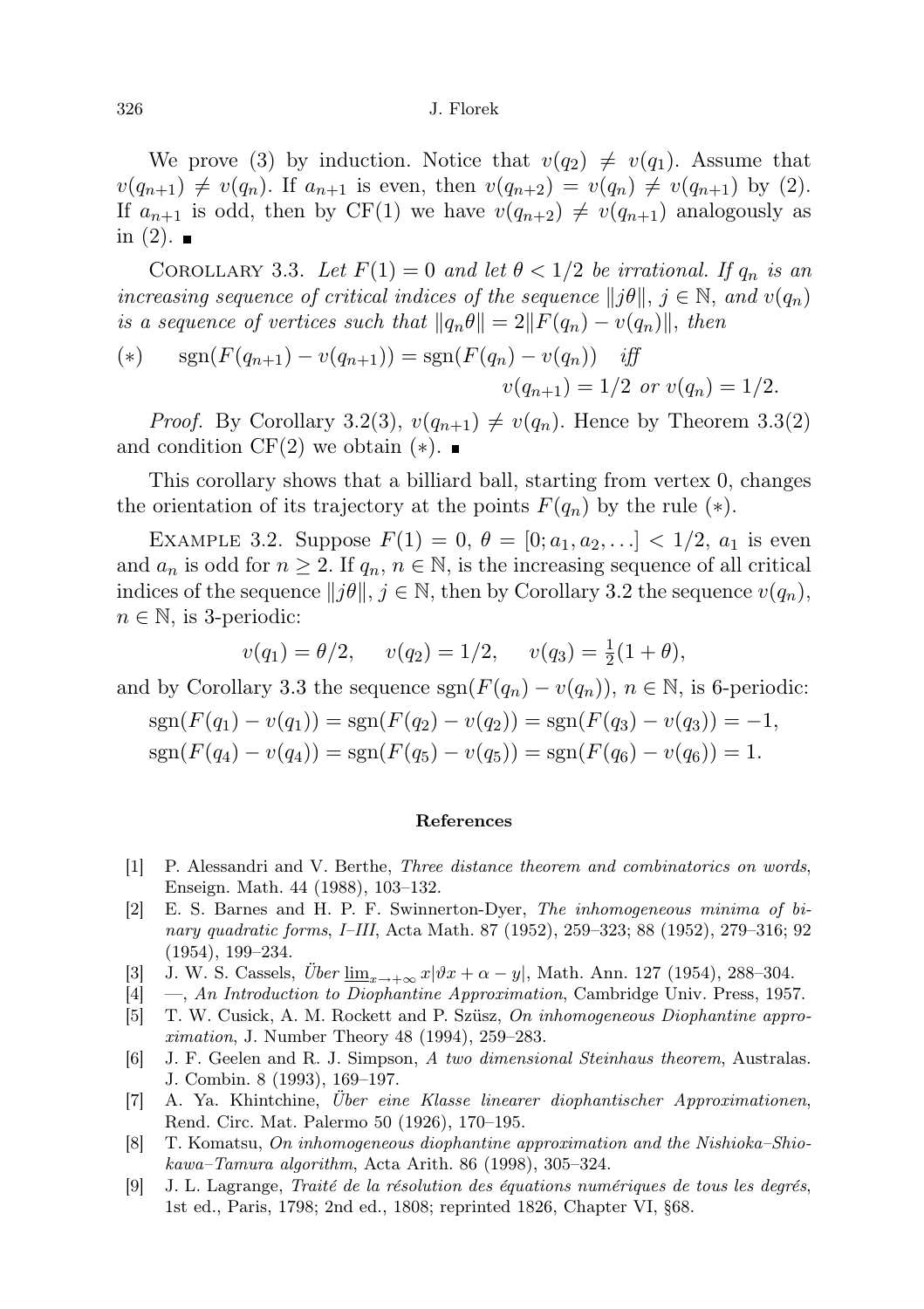We prove (3) by induction. Notice that $v(q_2) \neq v(q_1)$. Assume that $v(q_{n+1}) \neq v(q_n)$. If $a_{n+1}$ is even, then $v(q_{n+2}) = v(q_n) \neq v(q_{n+1})$ by (2). If $a_{n+1}$ is odd, then by CF(1) we have $v(q_{n+2}) \neq v(q_{n+1})$ analogously as in (2). ∎

Corollary 3.3. *Let $F(1) = 0$ and let $\theta < 1/2$ be irrational. If $q_n$ is an increasing sequence of critical indices of the sequence $\|j\theta\|$, $j \in \mathbb{N}$, and $v(q_n)$ is a sequence of vertices such that $\|q_n\theta\| = 2\|F(q_n) - v(q_n)\|$, then*

$$(*) \qquad \operatorname{sgn}(F(q_{n+1}) - v(q_{n+1})) = \operatorname{sgn}(F(q_n) - v(q_n)) \quad \textit{iff} \quad v(q_{n+1}) = 1/2 \textit{ or } v(q_n) = 1/2.$$

*Proof.* By Corollary 3.2(3), $v(q_{n+1}) \neq v(q_n)$. Hence by Theorem 3.3(2) and condition CF(2) we obtain $(*)$. ∎

This corollary shows that a billiard ball, starting from vertex 0, changes the orientation of its trajectory at the points $F(q_n)$ by the rule $(*)$.

Example 3.2. Suppose $F(1) = 0$, $\theta = [0; a_1, a_2, \ldots] < 1/2$, $a_1$ is even and $a_n$ is odd for $n \geq 2$. If $q_n$, $n \in \mathbb{N}$, is the increasing sequence of all critical indices of the sequence $\|j\theta\|$, $j \in \mathbb{N}$, then by Corollary 3.2 the sequence $v(q_n)$, $n \in \mathbb{N}$, is 3-periodic:

$$v(q_1) = \theta/2, \qquad v(q_2) = 1/2, \qquad v(q_3) = \tfrac{1}{2}(1 + \theta),$$

and by Corollary 3.3 the sequence $\operatorname{sgn}(F(q_n) - v(q_n))$, $n \in \mathbb{N}$, is 6-periodic:

$$\operatorname{sgn}(F(q_1) - v(q_1)) = \operatorname{sgn}(F(q_2) - v(q_2)) = \operatorname{sgn}(F(q_3) - v(q_3)) = -1,$$
$$\operatorname{sgn}(F(q_4) - v(q_4)) = \operatorname{sgn}(F(q_5) - v(q_5)) = \operatorname{sgn}(F(q_6) - v(q_6)) = 1.$$

## References

[1] P. Alessandri and V. Berthe, *Three distance theorem and combinatorics on words*, Enseign. Math. 44 (1988), 103–132.

[2] E. S. Barnes and H. P. F. Swinnerton-Dyer, *The inhomogeneous minima of binary quadratic forms*, *I–III*, Acta Math. 87 (1952), 259–323; 88 (1952), 279–316; 92 (1954), 199–234.

[3] J. W. S. Cassels, *Über* $\underline{\lim}_{x\to+\infty} x|\vartheta x + \alpha - y|$, Math. Ann. 127 (1954), 288–304.

[4] —, *An Introduction to Diophantine Approximation*, Cambridge Univ. Press, 1957.

[5] T. W. Cusick, A. M. Rockett and P. Szüsz, *On inhomogeneous Diophantine approximation*, J. Number Theory 48 (1994), 259–283.

[6] J. F. Geelen and R. J. Simpson, *A two dimensional Steinhaus theorem*, Australas. J. Combin. 8 (1993), 169–197.

[7] A. Ya. Khintchine, *Über eine Klasse linearer diophantischer Approximationen*, Rend. Circ. Mat. Palermo 50 (1926), 170–195.

[8] T. Komatsu, *On inhomogeneous diophantine approximation and the Nishioka–Shiokawa–Tamura algorithm*, Acta Arith. 86 (1998), 305–324.

[9] J. L. Lagrange, *Traité de la résolution des équations numériques de tous les degrés*, 1st ed., Paris, 1798; 2nd ed., 1808; reprinted 1826, Chapter VI, §68.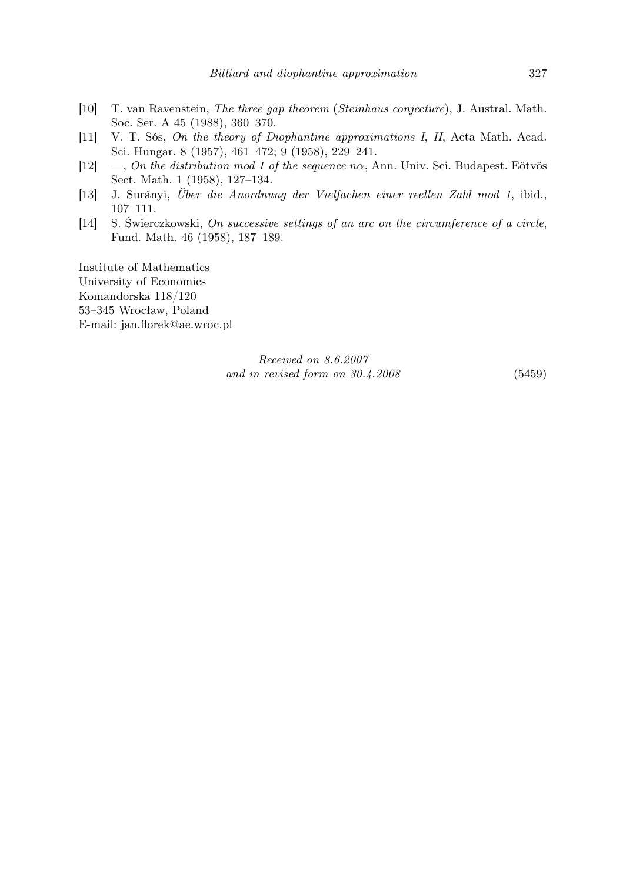[10] T. van Ravenstein, *The three gap theorem* (*Steinhaus conjecture*), J. Austral. Math. Soc. Ser. A 45 (1988), 360–370.

[11] V. T. Sós, *On the theory of Diophantine approximations I, II*, Acta Math. Acad. Sci. Hungar. 8 (1957), 461–472; 9 (1958), 229–241.

[12] —, *On the distribution mod 1 of the sequence $n\alpha$*, Ann. Univ. Sci. Budapest. Eötvös Sect. Math. 1 (1958), 127–134.

[13] J. Surányi, *Über die Anordnung der Vielfachen einer reellen Zahl mod 1*, ibid., 107–111.

[14] S. Świerczkowski, *On successive settings of an arc on the circumference of a circle*, Fund. Math. 46 (1958), 187–189.

Institute of Mathematics
University of Economics
Komandorska 118/120
53–345 Wrocław, Poland
E-mail: jan.florek@ae.wroc.pl

*Received on 8.6.2007*
*and in revised form on 30.4.2008* (5459)